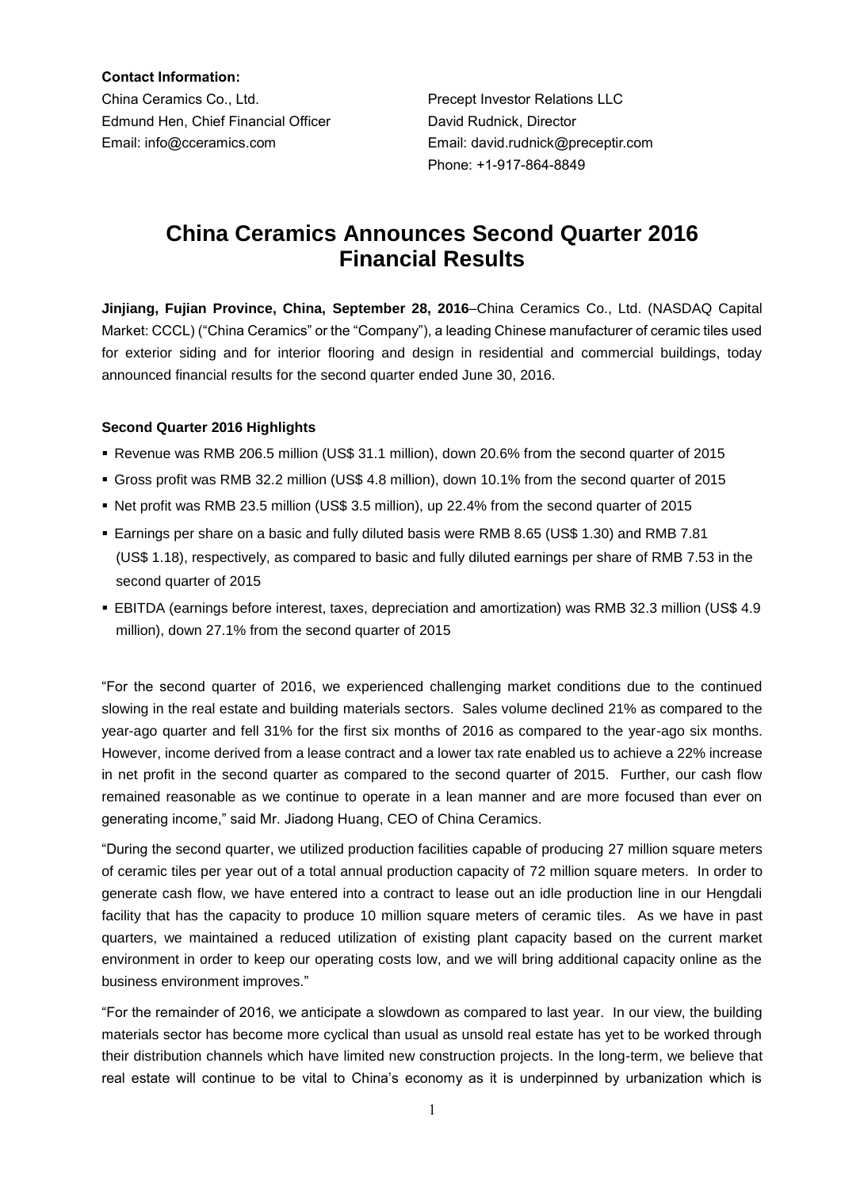**Contact Information:**

China Ceramics Co., Ltd.
Edmund Hen, Chief Financial Officer
Email: info@cceramics.com

Precept Investor Relations LLC
David Rudnick, Director
Email: david.rudnick@preceptir.com
Phone: +1-917-864-8849

# China Ceramics Announces Second Quarter 2016 Financial Results

**Jinjiang, Fujian Province, China, September 28, 2016**–China Ceramics Co., Ltd. (NASDAQ Capital Market: CCCL) ("China Ceramics" or the "Company"), a leading Chinese manufacturer of ceramic tiles used for exterior siding and for interior flooring and design in residential and commercial buildings, today announced financial results for the second quarter ended June 30, 2016.

**Second Quarter 2016 Highlights**

- Revenue was RMB 206.5 million (US$ 31.1 million), down 20.6% from the second quarter of 2015
- Gross profit was RMB 32.2 million (US$ 4.8 million), down 10.1% from the second quarter of 2015
- Net profit was RMB 23.5 million (US$ 3.5 million), up 22.4% from the second quarter of 2015
- Earnings per share on a basic and fully diluted basis were RMB 8.65 (US$ 1.30) and RMB 7.81 (US$ 1.18), respectively, as compared to basic and fully diluted earnings per share of RMB 7.53 in the second quarter of 2015
- EBITDA (earnings before interest, taxes, depreciation and amortization) was RMB 32.3 million (US$ 4.9 million), down 27.1% from the second quarter of 2015

"For the second quarter of 2016, we experienced challenging market conditions due to the continued slowing in the real estate and building materials sectors. Sales volume declined 21% as compared to the year-ago quarter and fell 31% for the first six months of 2016 as compared to the year-ago six months. However, income derived from a lease contract and a lower tax rate enabled us to achieve a 22% increase in net profit in the second quarter as compared to the second quarter of 2015. Further, our cash flow remained reasonable as we continue to operate in a lean manner and are more focused than ever on generating income," said Mr. Jiadong Huang, CEO of China Ceramics.

"During the second quarter, we utilized production facilities capable of producing 27 million square meters of ceramic tiles per year out of a total annual production capacity of 72 million square meters. In order to generate cash flow, we have entered into a contract to lease out an idle production line in our Hengdali facility that has the capacity to produce 10 million square meters of ceramic tiles. As we have in past quarters, we maintained a reduced utilization of existing plant capacity based on the current market environment in order to keep our operating costs low, and we will bring additional capacity online as the business environment improves."

"For the remainder of 2016, we anticipate a slowdown as compared to last year. In our view, the building materials sector has become more cyclical than usual as unsold real estate has yet to be worked through their distribution channels which have limited new construction projects. In the long-term, we believe that real estate will continue to be vital to China's economy as it is underpinned by urbanization which is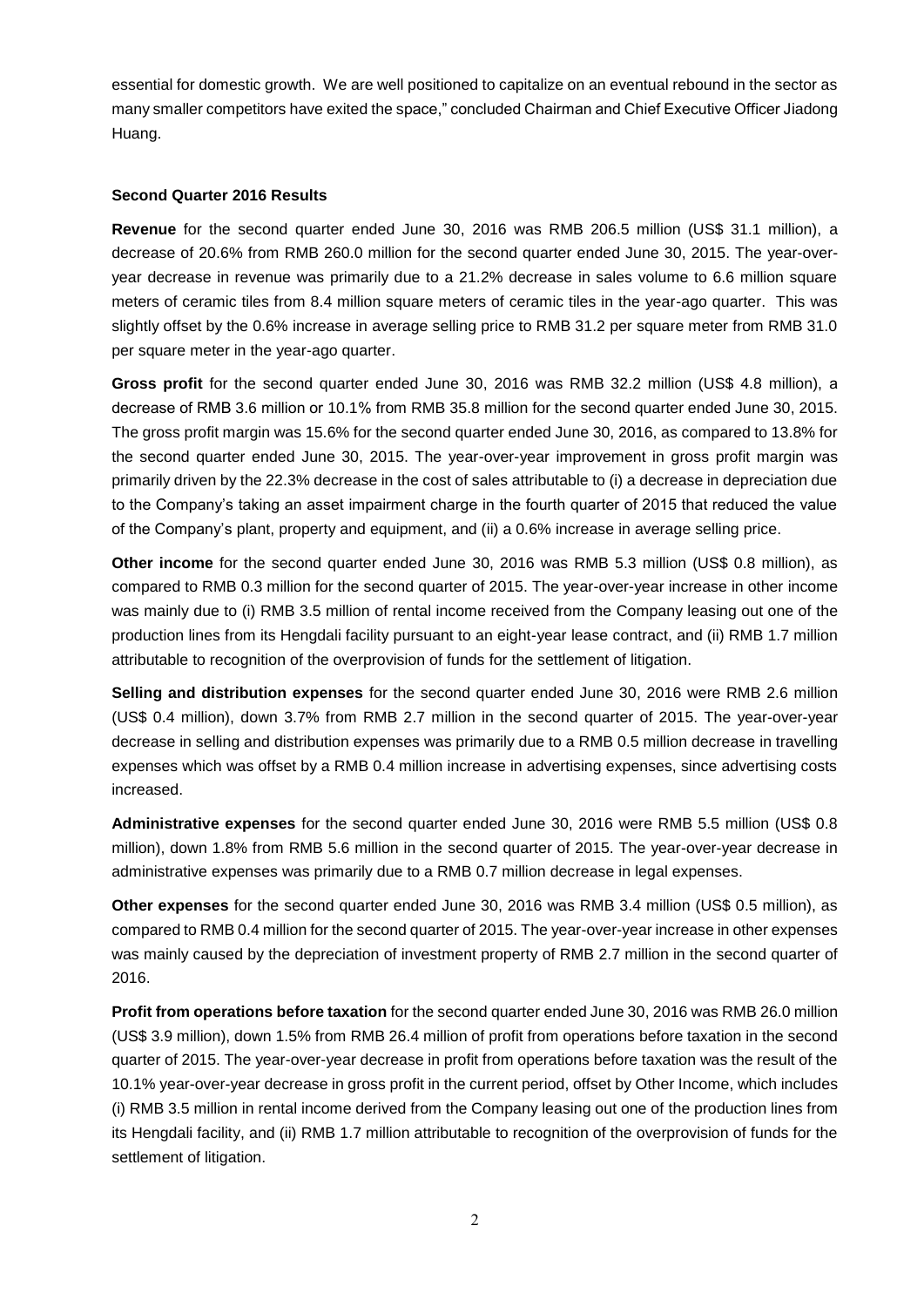essential for domestic growth. We are well positioned to capitalize on an eventual rebound in the sector as many smaller competitors have exited the space," concluded Chairman and Chief Executive Officer Jiadong Huang.

**Second Quarter 2016 Results**

**Revenue** for the second quarter ended June 30, 2016 was RMB 206.5 million (US$ 31.1 million), a decrease of 20.6% from RMB 260.0 million for the second quarter ended June 30, 2015. The year-over-year decrease in revenue was primarily due to a 21.2% decrease in sales volume to 6.6 million square meters of ceramic tiles from 8.4 million square meters of ceramic tiles in the year-ago quarter. This was slightly offset by the 0.6% increase in average selling price to RMB 31.2 per square meter from RMB 31.0 per square meter in the year-ago quarter.

**Gross profit** for the second quarter ended June 30, 2016 was RMB 32.2 million (US$ 4.8 million), a decrease of RMB 3.6 million or 10.1% from RMB 35.8 million for the second quarter ended June 30, 2015. The gross profit margin was 15.6% for the second quarter ended June 30, 2016, as compared to 13.8% for the second quarter ended June 30, 2015. The year-over-year improvement in gross profit margin was primarily driven by the 22.3% decrease in the cost of sales attributable to (i) a decrease in depreciation due to the Company's taking an asset impairment charge in the fourth quarter of 2015 that reduced the value of the Company's plant, property and equipment, and (ii) a 0.6% increase in average selling price.

**Other income** for the second quarter ended June 30, 2016 was RMB 5.3 million (US$ 0.8 million), as compared to RMB 0.3 million for the second quarter of 2015. The year-over-year increase in other income was mainly due to (i) RMB 3.5 million of rental income received from the Company leasing out one of the production lines from its Hengdali facility pursuant to an eight-year lease contract, and (ii) RMB 1.7 million attributable to recognition of the overprovision of funds for the settlement of litigation.

**Selling and distribution expenses** for the second quarter ended June 30, 2016 were RMB 2.6 million (US$ 0.4 million), down 3.7% from RMB 2.7 million in the second quarter of 2015. The year-over-year decrease in selling and distribution expenses was primarily due to a RMB 0.5 million decrease in travelling expenses which was offset by a RMB 0.4 million increase in advertising expenses, since advertising costs increased.

**Administrative expenses** for the second quarter ended June 30, 2016 were RMB 5.5 million (US$ 0.8 million), down 1.8% from RMB 5.6 million in the second quarter of 2015. The year-over-year decrease in administrative expenses was primarily due to a RMB 0.7 million decrease in legal expenses.

**Other expenses** for the second quarter ended June 30, 2016 was RMB 3.4 million (US$ 0.5 million), as compared to RMB 0.4 million for the second quarter of 2015. The year-over-year increase in other expenses was mainly caused by the depreciation of investment property of RMB 2.7 million in the second quarter of 2016.

**Profit from operations before taxation** for the second quarter ended June 30, 2016 was RMB 26.0 million (US$ 3.9 million), down 1.5% from RMB 26.4 million of profit from operations before taxation in the second quarter of 2015. The year-over-year decrease in profit from operations before taxation was the result of the 10.1% year-over-year decrease in gross profit in the current period, offset by Other Income, which includes (i) RMB 3.5 million in rental income derived from the Company leasing out one of the production lines from its Hengdali facility, and (ii) RMB 1.7 million attributable to recognition of the overprovision of funds for the settlement of litigation.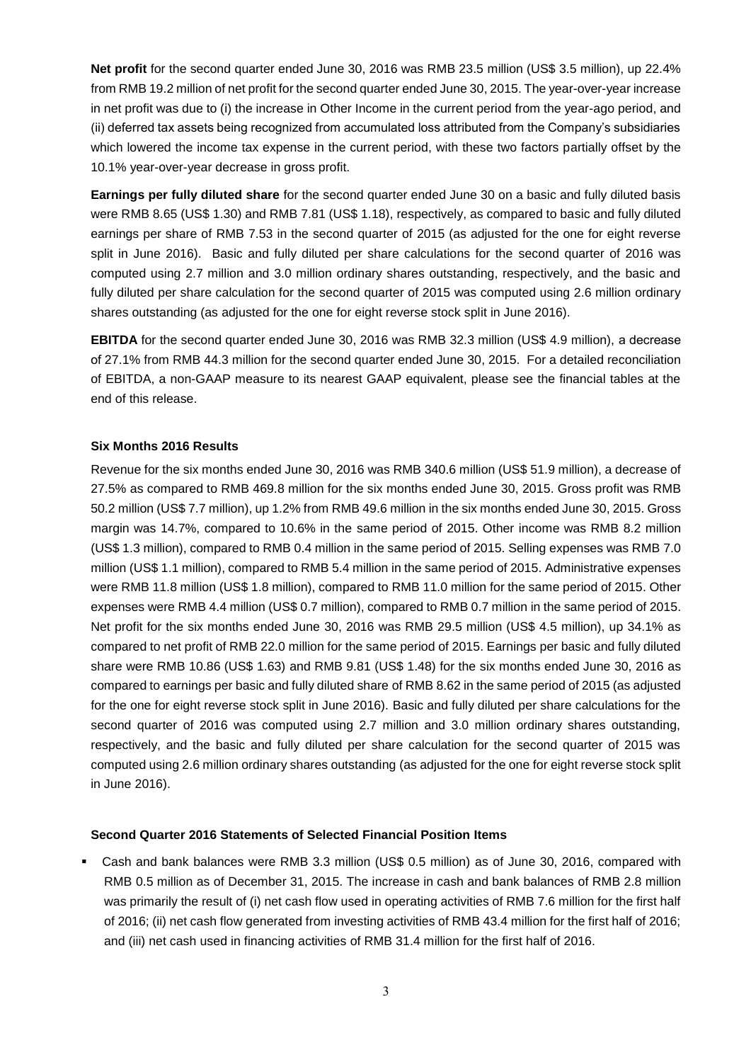**Net profit** for the second quarter ended June 30, 2016 was RMB 23.5 million (US$ 3.5 million), up 22.4% from RMB 19.2 million of net profit for the second quarter ended June 30, 2015. The year-over-year increase in net profit was due to (i) the increase in Other Income in the current period from the year-ago period, and (ii) deferred tax assets being recognized from accumulated loss attributed from the Company's subsidiaries which lowered the income tax expense in the current period, with these two factors partially offset by the 10.1% year-over-year decrease in gross profit.

**Earnings per fully diluted share** for the second quarter ended June 30 on a basic and fully diluted basis were RMB 8.65 (US$ 1.30) and RMB 7.81 (US$ 1.18), respectively, as compared to basic and fully diluted earnings per share of RMB 7.53 in the second quarter of 2015 (as adjusted for the one for eight reverse split in June 2016). Basic and fully diluted per share calculations for the second quarter of 2016 was computed using 2.7 million and 3.0 million ordinary shares outstanding, respectively, and the basic and fully diluted per share calculation for the second quarter of 2015 was computed using 2.6 million ordinary shares outstanding (as adjusted for the one for eight reverse stock split in June 2016).

**EBITDA** for the second quarter ended June 30, 2016 was RMB 32.3 million (US$ 4.9 million), a decrease of 27.1% from RMB 44.3 million for the second quarter ended June 30, 2015. For a detailed reconciliation of EBITDA, a non-GAAP measure to its nearest GAAP equivalent, please see the financial tables at the end of this release.

**Six Months 2016 Results**

Revenue for the six months ended June 30, 2016 was RMB 340.6 million (US$ 51.9 million), a decrease of 27.5% as compared to RMB 469.8 million for the six months ended June 30, 2015. Gross profit was RMB 50.2 million (US$ 7.7 million), up 1.2% from RMB 49.6 million in the six months ended June 30, 2015. Gross margin was 14.7%, compared to 10.6% in the same period of 2015. Other income was RMB 8.2 million (US$ 1.3 million), compared to RMB 0.4 million in the same period of 2015. Selling expenses was RMB 7.0 million (US$ 1.1 million), compared to RMB 5.4 million in the same period of 2015. Administrative expenses were RMB 11.8 million (US$ 1.8 million), compared to RMB 11.0 million for the same period of 2015. Other expenses were RMB 4.4 million (US$ 0.7 million), compared to RMB 0.7 million in the same period of 2015. Net profit for the six months ended June 30, 2016 was RMB 29.5 million (US$ 4.5 million), up 34.1% as compared to net profit of RMB 22.0 million for the same period of 2015. Earnings per basic and fully diluted share were RMB 10.86 (US$ 1.63) and RMB 9.81 (US$ 1.48) for the six months ended June 30, 2016 as compared to earnings per basic and fully diluted share of RMB 8.62 in the same period of 2015 (as adjusted for the one for eight reverse stock split in June 2016). Basic and fully diluted per share calculations for the second quarter of 2016 was computed using 2.7 million and 3.0 million ordinary shares outstanding, respectively, and the basic and fully diluted per share calculation for the second quarter of 2015 was computed using 2.6 million ordinary shares outstanding (as adjusted for the one for eight reverse stock split in June 2016).

**Second Quarter 2016 Statements of Selected Financial Position Items**

- Cash and bank balances were RMB 3.3 million (US$ 0.5 million) as of June 30, 2016, compared with RMB 0.5 million as of December 31, 2015. The increase in cash and bank balances of RMB 2.8 million was primarily the result of (i) net cash flow used in operating activities of RMB 7.6 million for the first half of 2016; (ii) net cash flow generated from investing activities of RMB 43.4 million for the first half of 2016; and (iii) net cash used in financing activities of RMB 31.4 million for the first half of 2016.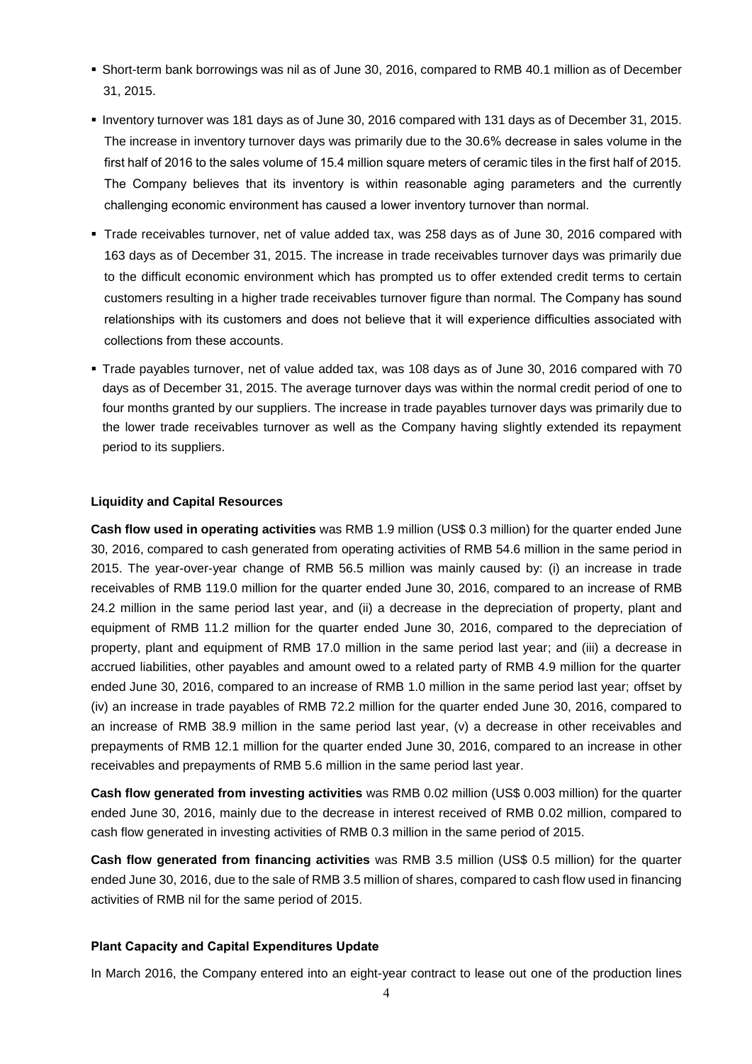- Short-term bank borrowings was nil as of June 30, 2016, compared to RMB 40.1 million as of December 31, 2015.
- Inventory turnover was 181 days as of June 30, 2016 compared with 131 days as of December 31, 2015. The increase in inventory turnover days was primarily due to the 30.6% decrease in sales volume in the first half of 2016 to the sales volume of 15.4 million square meters of ceramic tiles in the first half of 2015. The Company believes that its inventory is within reasonable aging parameters and the currently challenging economic environment has caused a lower inventory turnover than normal.
- Trade receivables turnover, net of value added tax, was 258 days as of June 30, 2016 compared with 163 days as of December 31, 2015. The increase in trade receivables turnover days was primarily due to the difficult economic environment which has prompted us to offer extended credit terms to certain customers resulting in a higher trade receivables turnover figure than normal. The Company has sound relationships with its customers and does not believe that it will experience difficulties associated with collections from these accounts.
- Trade payables turnover, net of value added tax, was 108 days as of June 30, 2016 compared with 70 days as of December 31, 2015. The average turnover days was within the normal credit period of one to four months granted by our suppliers. The increase in trade payables turnover days was primarily due to the lower trade receivables turnover as well as the Company having slightly extended its repayment period to its suppliers.

**Liquidity and Capital Resources**

**Cash flow used in operating activities** was RMB 1.9 million (US$ 0.3 million) for the quarter ended June 30, 2016, compared to cash generated from operating activities of RMB 54.6 million in the same period in 2015. The year-over-year change of RMB 56.5 million was mainly caused by: (i) an increase in trade receivables of RMB 119.0 million for the quarter ended June 30, 2016, compared to an increase of RMB 24.2 million in the same period last year, and (ii) a decrease in the depreciation of property, plant and equipment of RMB 11.2 million for the quarter ended June 30, 2016, compared to the depreciation of property, plant and equipment of RMB 17.0 million in the same period last year; and (iii) a decrease in accrued liabilities, other payables and amount owed to a related party of RMB 4.9 million for the quarter ended June 30, 2016, compared to an increase of RMB 1.0 million in the same period last year; offset by (iv) an increase in trade payables of RMB 72.2 million for the quarter ended June 30, 2016, compared to an increase of RMB 38.9 million in the same period last year, (v) a decrease in other receivables and prepayments of RMB 12.1 million for the quarter ended June 30, 2016, compared to an increase in other receivables and prepayments of RMB 5.6 million in the same period last year.

**Cash flow generated from investing activities** was RMB 0.02 million (US$ 0.003 million) for the quarter ended June 30, 2016, mainly due to the decrease in interest received of RMB 0.02 million, compared to cash flow generated in investing activities of RMB 0.3 million in the same period of 2015.

**Cash flow generated from financing activities** was RMB 3.5 million (US$ 0.5 million) for the quarter ended June 30, 2016, due to the sale of RMB 3.5 million of shares, compared to cash flow used in financing activities of RMB nil for the same period of 2015.

**Plant Capacity and Capital Expenditures Update**

In March 2016, the Company entered into an eight-year contract to lease out one of the production lines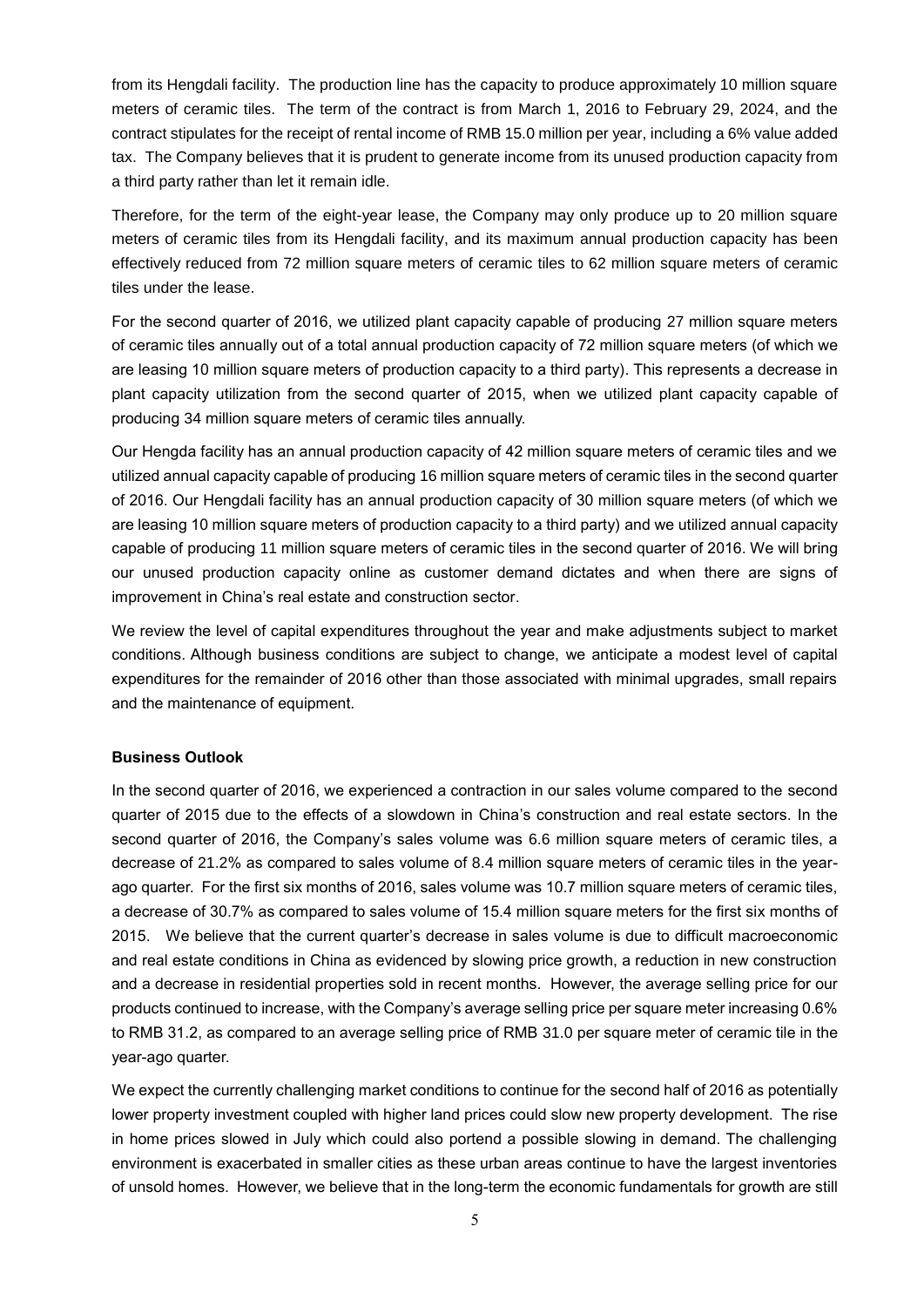from its Hengdali facility. The production line has the capacity to produce approximately 10 million square meters of ceramic tiles. The term of the contract is from March 1, 2016 to February 29, 2024, and the contract stipulates for the receipt of rental income of RMB 15.0 million per year, including a 6% value added tax. The Company believes that it is prudent to generate income from its unused production capacity from a third party rather than let it remain idle.

Therefore, for the term of the eight-year lease, the Company may only produce up to 20 million square meters of ceramic tiles from its Hengdali facility, and its maximum annual production capacity has been effectively reduced from 72 million square meters of ceramic tiles to 62 million square meters of ceramic tiles under the lease.

For the second quarter of 2016, we utilized plant capacity capable of producing 27 million square meters of ceramic tiles annually out of a total annual production capacity of 72 million square meters (of which we are leasing 10 million square meters of production capacity to a third party). This represents a decrease in plant capacity utilization from the second quarter of 2015, when we utilized plant capacity capable of producing 34 million square meters of ceramic tiles annually.

Our Hengda facility has an annual production capacity of 42 million square meters of ceramic tiles and we utilized annual capacity capable of producing 16 million square meters of ceramic tiles in the second quarter of 2016. Our Hengdali facility has an annual production capacity of 30 million square meters (of which we are leasing 10 million square meters of production capacity to a third party) and we utilized annual capacity capable of producing 11 million square meters of ceramic tiles in the second quarter of 2016. We will bring our unused production capacity online as customer demand dictates and when there are signs of improvement in China's real estate and construction sector.

We review the level of capital expenditures throughout the year and make adjustments subject to market conditions. Although business conditions are subject to change, we anticipate a modest level of capital expenditures for the remainder of 2016 other than those associated with minimal upgrades, small repairs and the maintenance of equipment.

**Business Outlook**

In the second quarter of 2016, we experienced a contraction in our sales volume compared to the second quarter of 2015 due to the effects of a slowdown in China's construction and real estate sectors. In the second quarter of 2016, the Company's sales volume was 6.6 million square meters of ceramic tiles, a decrease of 21.2% as compared to sales volume of 8.4 million square meters of ceramic tiles in the year-ago quarter. For the first six months of 2016, sales volume was 10.7 million square meters of ceramic tiles, a decrease of 30.7% as compared to sales volume of 15.4 million square meters for the first six months of 2015. We believe that the current quarter's decrease in sales volume is due to difficult macroeconomic and real estate conditions in China as evidenced by slowing price growth, a reduction in new construction and a decrease in residential properties sold in recent months. However, the average selling price for our products continued to increase, with the Company's average selling price per square meter increasing 0.6% to RMB 31.2, as compared to an average selling price of RMB 31.0 per square meter of ceramic tile in the year-ago quarter.

We expect the currently challenging market conditions to continue for the second half of 2016 as potentially lower property investment coupled with higher land prices could slow new property development. The rise in home prices slowed in July which could also portend a possible slowing in demand. The challenging environment is exacerbated in smaller cities as these urban areas continue to have the largest inventories of unsold homes. However, we believe that in the long-term the economic fundamentals for growth are still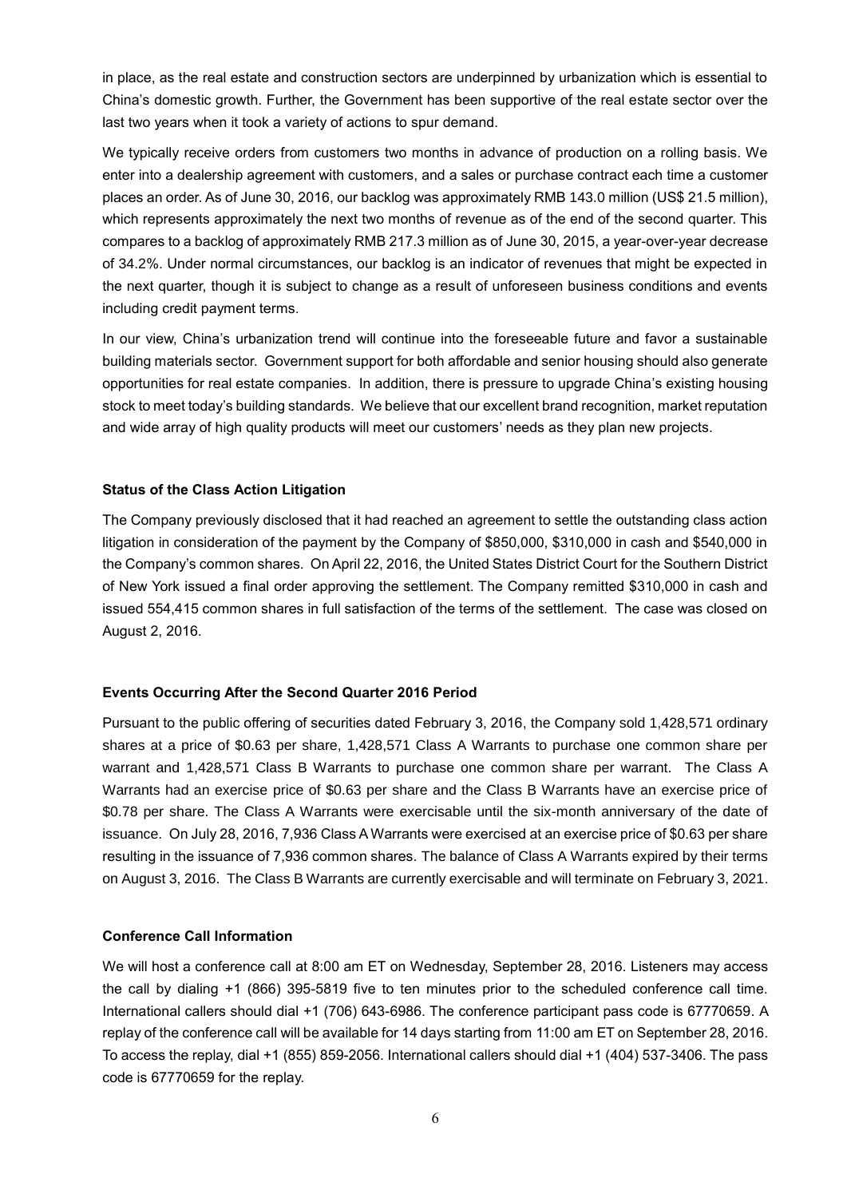in place, as the real estate and construction sectors are underpinned by urbanization which is essential to China's domestic growth. Further, the Government has been supportive of the real estate sector over the last two years when it took a variety of actions to spur demand.

We typically receive orders from customers two months in advance of production on a rolling basis. We enter into a dealership agreement with customers, and a sales or purchase contract each time a customer places an order. As of June 30, 2016, our backlog was approximately RMB 143.0 million (US$ 21.5 million), which represents approximately the next two months of revenue as of the end of the second quarter. This compares to a backlog of approximately RMB 217.3 million as of June 30, 2015, a year-over-year decrease of 34.2%. Under normal circumstances, our backlog is an indicator of revenues that might be expected in the next quarter, though it is subject to change as a result of unforeseen business conditions and events including credit payment terms.

In our view, China's urbanization trend will continue into the foreseeable future and favor a sustainable building materials sector. Government support for both affordable and senior housing should also generate opportunities for real estate companies. In addition, there is pressure to upgrade China's existing housing stock to meet today's building standards. We believe that our excellent brand recognition, market reputation and wide array of high quality products will meet our customers' needs as they plan new projects.

**Status of the Class Action Litigation**

The Company previously disclosed that it had reached an agreement to settle the outstanding class action litigation in consideration of the payment by the Company of $850,000, $310,000 in cash and $540,000 in the Company's common shares. On April 22, 2016, the United States District Court for the Southern District of New York issued a final order approving the settlement. The Company remitted $310,000 in cash and issued 554,415 common shares in full satisfaction of the terms of the settlement. The case was closed on August 2, 2016.

**Events Occurring After the Second Quarter 2016 Period**

Pursuant to the public offering of securities dated February 3, 2016, the Company sold 1,428,571 ordinary shares at a price of $0.63 per share, 1,428,571 Class A Warrants to purchase one common share per warrant and 1,428,571 Class B Warrants to purchase one common share per warrant. The Class A Warrants had an exercise price of $0.63 per share and the Class B Warrants have an exercise price of $0.78 per share. The Class A Warrants were exercisable until the six-month anniversary of the date of issuance. On July 28, 2016, 7,936 Class A Warrants were exercised at an exercise price of $0.63 per share resulting in the issuance of 7,936 common shares. The balance of Class A Warrants expired by their terms on August 3, 2016. The Class B Warrants are currently exercisable and will terminate on February 3, 2021.

**Conference Call Information**

We will host a conference call at 8:00 am ET on Wednesday, September 28, 2016. Listeners may access the call by dialing +1 (866) 395-5819 five to ten minutes prior to the scheduled conference call time. International callers should dial +1 (706) 643-6986. The conference participant pass code is 67770659. A replay of the conference call will be available for 14 days starting from 11:00 am ET on September 28, 2016. To access the replay, dial +1 (855) 859-2056. International callers should dial +1 (404) 537-3406. The pass code is 67770659 for the replay.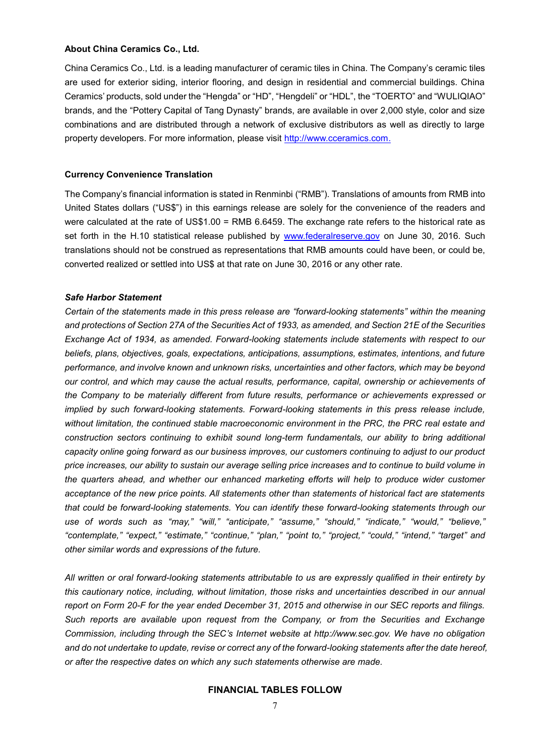**About China Ceramics Co., Ltd.**

China Ceramics Co., Ltd. is a leading manufacturer of ceramic tiles in China. The Company's ceramic tiles are used for exterior siding, interior flooring, and design in residential and commercial buildings. China Ceramics' products, sold under the "Hengda" or "HD", "Hengdeli" or "HDL", the "TOERTO" and "WULIQIAO" brands, and the "Pottery Capital of Tang Dynasty" brands, are available in over 2,000 style, color and size combinations and are distributed through a network of exclusive distributors as well as directly to large property developers. For more information, please visit http://www.cceramics.com.

**Currency Convenience Translation**

The Company's financial information is stated in Renminbi ("RMB"). Translations of amounts from RMB into United States dollars ("US$") in this earnings release are solely for the convenience of the readers and were calculated at the rate of US$1.00 = RMB 6.6459. The exchange rate refers to the historical rate as set forth in the H.10 statistical release published by www.federalreserve.gov on June 30, 2016. Such translations should not be construed as representations that RMB amounts could have been, or could be, converted realized or settled into US$ at that rate on June 30, 2016 or any other rate.

***Safe Harbor Statement***

*Certain of the statements made in this press release are "forward-looking statements" within the meaning and protections of Section 27A of the Securities Act of 1933, as amended, and Section 21E of the Securities Exchange Act of 1934, as amended. Forward-looking statements include statements with respect to our beliefs, plans, objectives, goals, expectations, anticipations, assumptions, estimates, intentions, and future performance, and involve known and unknown risks, uncertainties and other factors, which may be beyond our control, and which may cause the actual results, performance, capital, ownership or achievements of the Company to be materially different from future results, performance or achievements expressed or implied by such forward-looking statements. Forward-looking statements in this press release include, without limitation, the continued stable macroeconomic environment in the PRC, the PRC real estate and construction sectors continuing to exhibit sound long-term fundamentals, our ability to bring additional capacity online going forward as our business improves, our customers continuing to adjust to our product price increases, our ability to sustain our average selling price increases and to continue to build volume in the quarters ahead, and whether our enhanced marketing efforts will help to produce wider customer acceptance of the new price points. All statements other than statements of historical fact are statements that could be forward-looking statements. You can identify these forward-looking statements through our use of words such as "may," "will," "anticipate," "assume," "should," "indicate," "would," "believe," "contemplate," "expect," "estimate," "continue," "plan," "point to," "project," "could," "intend," "target" and other similar words and expressions of the future.*

*All written or oral forward-looking statements attributable to us are expressly qualified in their entirety by this cautionary notice, including, without limitation, those risks and uncertainties described in our annual report on Form 20-F for the year ended December 31, 2015 and otherwise in our SEC reports and filings. Such reports are available upon request from the Company, or from the Securities and Exchange Commission, including through the SEC's Internet website at http://www.sec.gov. We have no obligation and do not undertake to update, revise or correct any of the forward-looking statements after the date hereof, or after the respective dates on which any such statements otherwise are made.*

**FINANCIAL TABLES FOLLOW**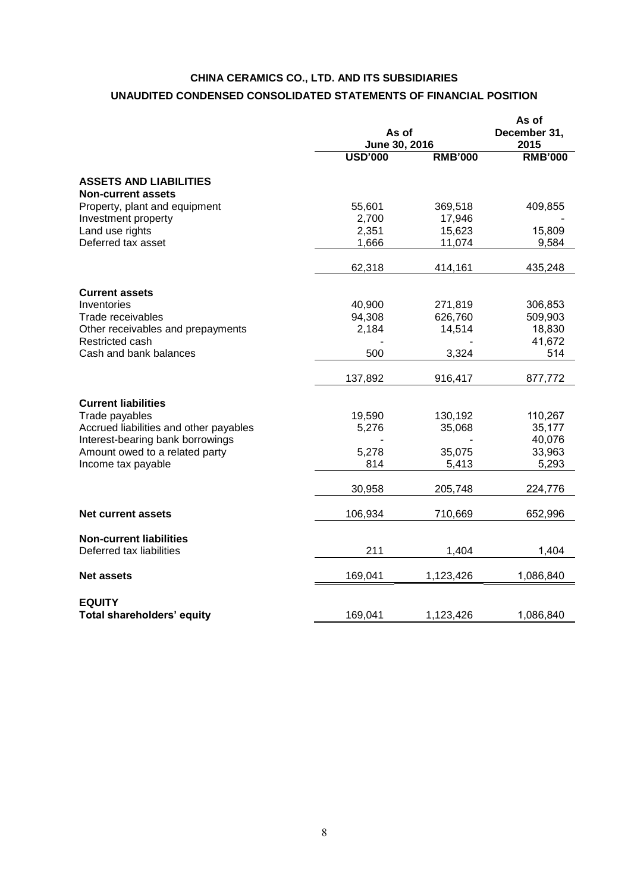# CHINA CERAMICS CO., LTD. AND ITS SUBSIDIARIES

## UNAUDITED CONDENSED CONSOLIDATED STATEMENTS OF FINANCIAL POSITION

| | As of June 30, 2016 | | As of December 31, 2015 |
|---|---|---|---|
| | USD'000 | RMB'000 | RMB'000 |
| **ASSETS AND LIABILITIES** | | | |
| **Non-current assets** | | | |
| Property, plant and equipment | 55,601 | 369,518 | 409,855 |
| Investment property | 2,700 | 17,946 | - |
| Land use rights | 2,351 | 15,623 | 15,809 |
| Deferred tax asset | 1,666 | 11,074 | 9,584 |
| | 62,318 | 414,161 | 435,248 |
| **Current assets** | | | |
| Inventories | 40,900 | 271,819 | 306,853 |
| Trade receivables | 94,308 | 626,760 | 509,903 |
| Other receivables and prepayments | 2,184 | 14,514 | 18,830 |
| Restricted cash | - | - | 41,672 |
| Cash and bank balances | 500 | 3,324 | 514 |
| | 137,892 | 916,417 | 877,772 |
| **Current liabilities** | | | |
| Trade payables | 19,590 | 130,192 | 110,267 |
| Accrued liabilities and other payables | 5,276 | 35,068 | 35,177 |
| Interest-bearing bank borrowings | - | - | 40,076 |
| Amount owed to a related party | 5,278 | 35,075 | 33,963 |
| Income tax payable | 814 | 5,413 | 5,293 |
| | 30,958 | 205,748 | 224,776 |
| **Net current assets** | 106,934 | 710,669 | 652,996 |
| **Non-current liabilities** | | | |
| Deferred tax liabilities | 211 | 1,404 | 1,404 |
| **Net assets** | 169,041 | 1,123,426 | 1,086,840 |
| **EQUITY** | | | |
| **Total shareholders' equity** | 169,041 | 1,123,426 | 1,086,840 |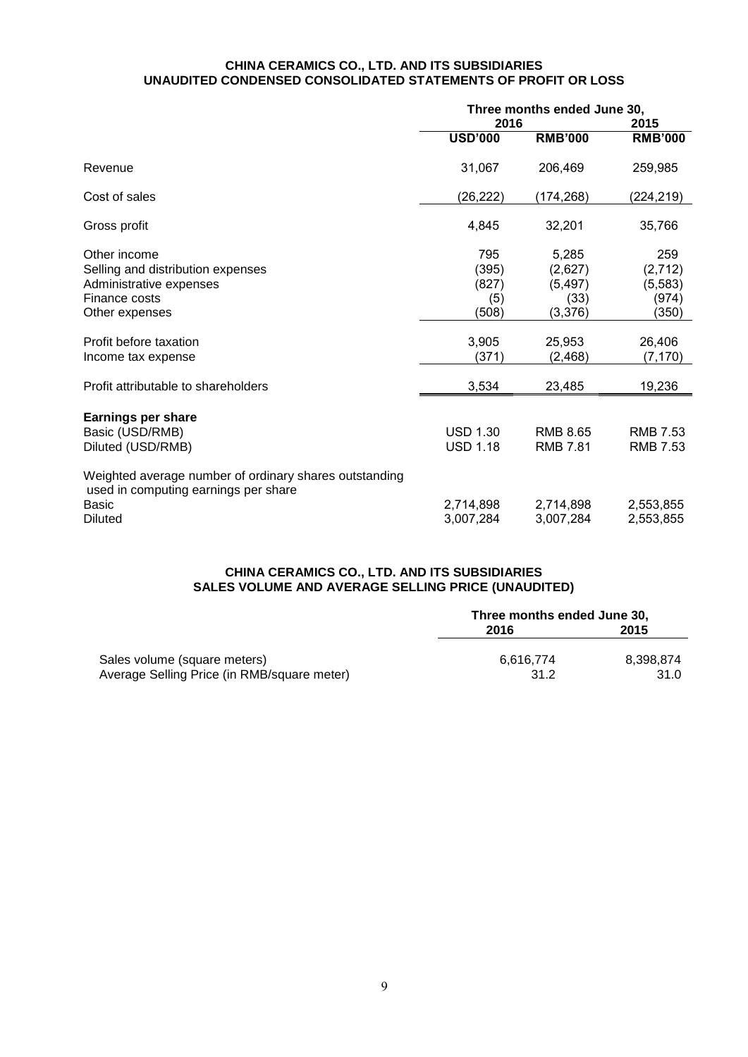**CHINA CERAMICS CO., LTD. AND ITS SUBSIDIARIES**
**UNAUDITED CONDENSED CONSOLIDATED STATEMENTS OF PROFIT OR LOSS**

| | Three months ended June 30, | | |
|---|---|---|---|
| | 2016 | | 2015 |
| | **USD'000** | **RMB'000** | **RMB'000** |
| Revenue | 31,067 | 206,469 | 259,985 |
| Cost of sales | (26,222) | (174,268) | (224,219) |
| Gross profit | 4,845 | 32,201 | 35,766 |
| Other income | 795 | 5,285 | 259 |
| Selling and distribution expenses | (395) | (2,627) | (2,712) |
| Administrative expenses | (827) | (5,497) | (5,583) |
| Finance costs | (5) | (33) | (974) |
| Other expenses | (508) | (3,376) | (350) |
| Profit before taxation | 3,905 | 25,953 | 26,406 |
| Income tax expense | (371) | (2,468) | (7,170) |
| Profit attributable to shareholders | 3,534 | 23,485 | 19,236 |
| **Earnings per share** | | | |
| Basic (USD/RMB) | USD 1.30 | RMB 8.65 | RMB 7.53 |
| Diluted (USD/RMB) | USD 1.18 | RMB 7.81 | RMB 7.53 |
| Weighted average number of ordinary shares outstanding used in computing earnings per share | | | |
| Basic | 2,714,898 | 2,714,898 | 2,553,855 |
| Diluted | 3,007,284 | 3,007,284 | 2,553,855 |

**CHINA CERAMICS CO., LTD. AND ITS SUBSIDIARIES**
**SALES VOLUME AND AVERAGE SELLING PRICE (UNAUDITED)**

| | Three months ended June 30, | |
|---|---|---|
| | 2016 | 2015 |
| Sales volume (square meters) | 6,616,774 | 8,398,874 |
| Average Selling Price (in RMB/square meter) | 31.2 | 31.0 |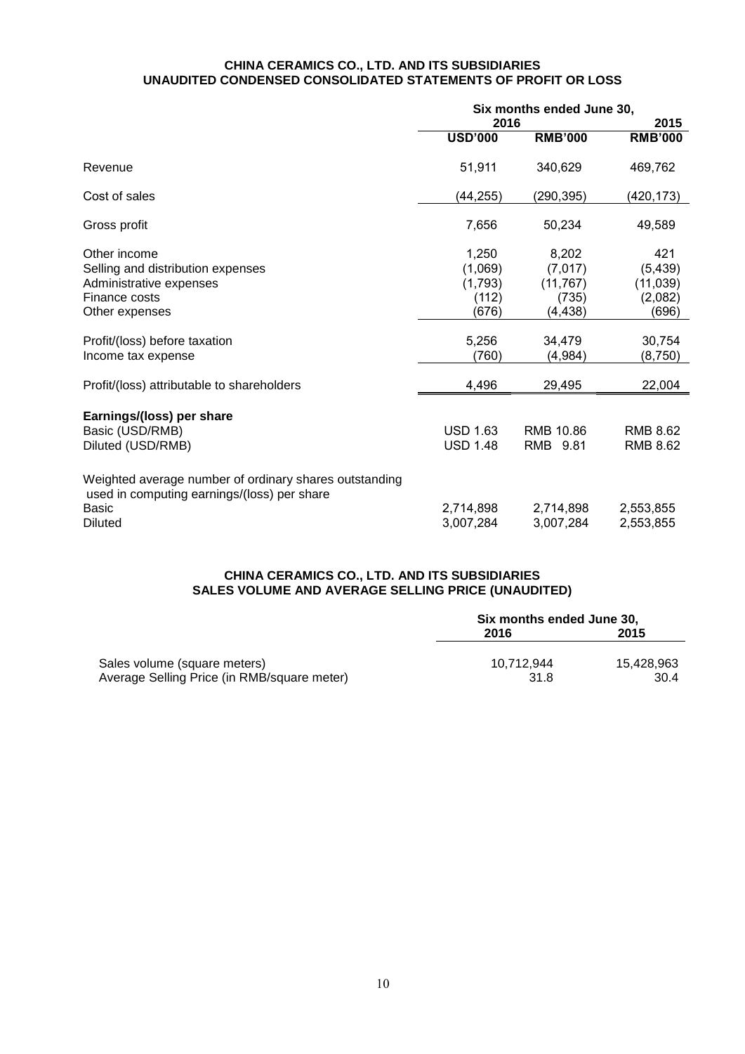**CHINA CERAMICS CO., LTD. AND ITS SUBSIDIARIES**
**UNAUDITED CONDENSED CONSOLIDATED STATEMENTS OF PROFIT OR LOSS**

| | Six months ended June 30, | | |
|---|---|---|---|
| | 2016 | | 2015 |
| | **USD'000** | **RMB'000** | **RMB'000** |
| Revenue | 51,911 | 340,629 | 469,762 |
| Cost of sales | (44,255) | (290,395) | (420,173) |
| Gross profit | 7,656 | 50,234 | 49,589 |
| Other income | 1,250 | 8,202 | 421 |
| Selling and distribution expenses | (1,069) | (7,017) | (5,439) |
| Administrative expenses | (1,793) | (11,767) | (11,039) |
| Finance costs | (112) | (735) | (2,082) |
| Other expenses | (676) | (4,438) | (696) |
| Profit/(loss) before taxation | 5,256 | 34,479 | 30,754 |
| Income tax expense | (760) | (4,984) | (8,750) |
| Profit/(loss) attributable to shareholders | 4,496 | 29,495 | 22,004 |
| **Earnings/(loss) per share** | | | |
| Basic (USD/RMB) | USD 1.63 | RMB 10.86 | RMB 8.62 |
| Diluted (USD/RMB) | USD 1.48 | RMB 9.81 | RMB 8.62 |
| Weighted average number of ordinary shares outstanding used in computing earnings/(loss) per share | | | |
| Basic | 2,714,898 | 2,714,898 | 2,553,855 |
| Diluted | 3,007,284 | 3,007,284 | 2,553,855 |

**CHINA CERAMICS CO., LTD. AND ITS SUBSIDIARIES**
**SALES VOLUME AND AVERAGE SELLING PRICE (UNAUDITED)**

| | Six months ended June 30, | |
|---|---|---|
| | 2016 | 2015 |
| Sales volume (square meters) | 10,712,944 | 15,428,963 |
| Average Selling Price (in RMB/square meter) | 31.8 | 30.4 |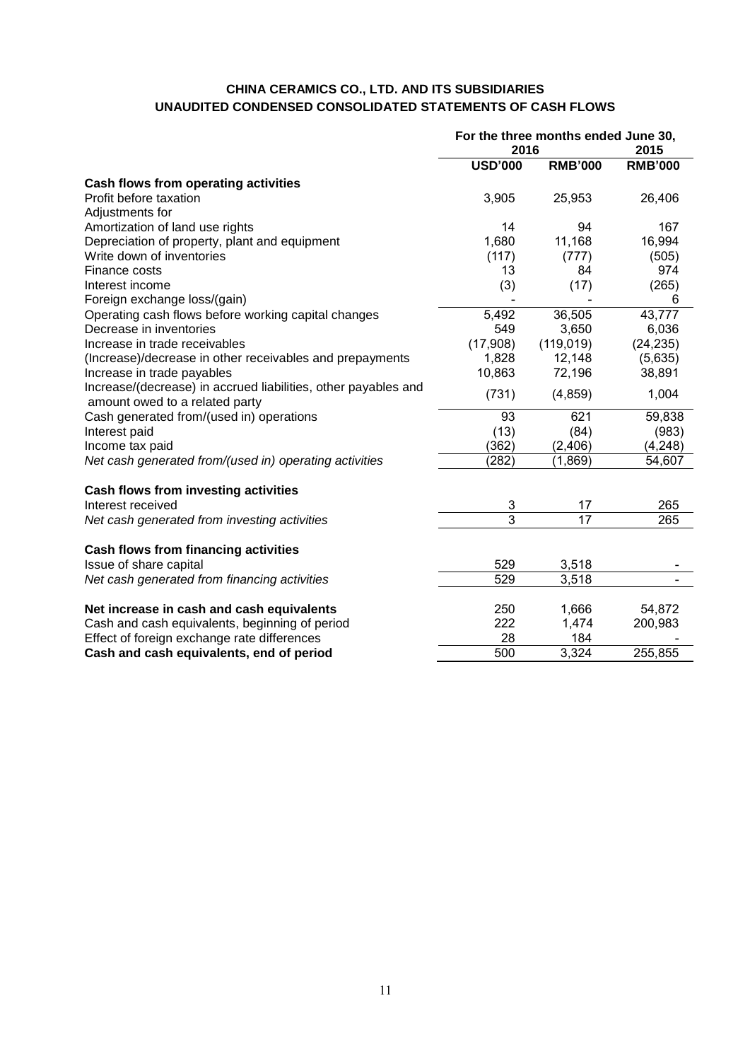**CHINA CERAMICS CO., LTD. AND ITS SUBSIDIARIES**
**UNAUDITED CONDENSED CONSOLIDATED STATEMENTS OF CASH FLOWS**

| | For the three months ended June 30, | | |
|---|---|---|---|
| | 2016 | | 2015 |
| | USD'000 | RMB'000 | RMB'000 |
| **Cash flows from operating activities** | | | |
| Profit before taxation | 3,905 | 25,953 | 26,406 |
| Adjustments for | | | |
| Amortization of land use rights | 14 | 94 | 167 |
| Depreciation of property, plant and equipment | 1,680 | 11,168 | 16,994 |
| Write down of inventories | (117) | (777) | (505) |
| Finance costs | 13 | 84 | 974 |
| Interest income | (3) | (17) | (265) |
| Foreign exchange loss/(gain) | - | - | 6 |
| Operating cash flows before working capital changes | 5,492 | 36,505 | 43,777 |
| Decrease in inventories | 549 | 3,650 | 6,036 |
| Increase in trade receivables | (17,908) | (119,019) | (24,235) |
| (Increase)/decrease in other receivables and prepayments | 1,828 | 12,148 | (5,635) |
| Increase in trade payables | 10,863 | 72,196 | 38,891 |
| Increase/(decrease) in accrued liabilities, other payables and amount owed to a related party | (731) | (4,859) | 1,004 |
| Cash generated from/(used in) operations | 93 | 621 | 59,838 |
| Interest paid | (13) | (84) | (983) |
| Income tax paid | (362) | (2,406) | (4,248) |
| *Net cash generated from/(used in) operating activities* | (282) | (1,869) | 54,607 |
| | | | |
| **Cash flows from investing activities** | | | |
| Interest received | 3 | 17 | 265 |
| *Net cash generated from investing activities* | 3 | 17 | 265 |
| | | | |
| **Cash flows from financing activities** | | | |
| Issue of share capital | 529 | 3,518 | - |
| *Net cash generated from financing activities* | 529 | 3,518 | - |
| | | | |
| **Net increase in cash and cash equivalents** | 250 | 1,666 | 54,872 |
| Cash and cash equivalents, beginning of period | 222 | 1,474 | 200,983 |
| Effect of foreign exchange rate differences | 28 | 184 | - |
| **Cash and cash equivalents, end of period** | 500 | 3,324 | 255,855 |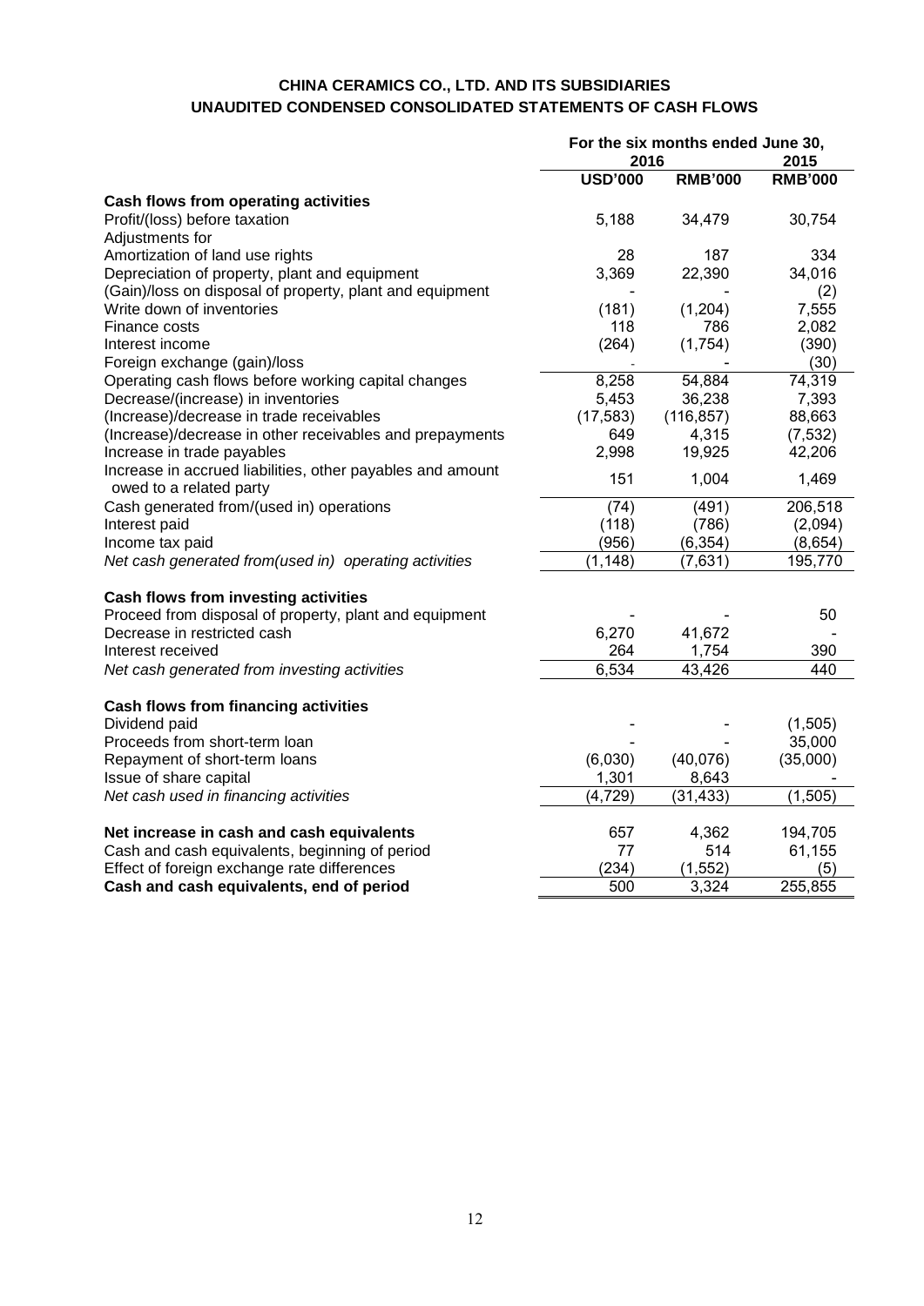# CHINA CERAMICS CO., LTD. AND ITS SUBSIDIARIES
## UNAUDITED CONDENSED CONSOLIDATED STATEMENTS OF CASH FLOWS

| | For the six months ended June 30, | | |
|---|---|---|---|
| | 2016 | | 2015 |
| | USD'000 | RMB'000 | RMB'000 |
| **Cash flows from operating activities** | | | |
| Profit/(loss) before taxation | 5,188 | 34,479 | 30,754 |
| Adjustments for | | | |
| Amortization of land use rights | 28 | 187 | 334 |
| Depreciation of property, plant and equipment | 3,369 | 22,390 | 34,016 |
| (Gain)/loss on disposal of property, plant and equipment | - | - | (2) |
| Write down of inventories | (181) | (1,204) | 7,555 |
| Finance costs | 118 | 786 | 2,082 |
| Interest income | (264) | (1,754) | (390) |
| Foreign exchange (gain)/loss | - | - | (30) |
| Operating cash flows before working capital changes | 8,258 | 54,884 | 74,319 |
| Decrease/(increase) in inventories | 5,453 | 36,238 | 7,393 |
| (Increase)/decrease in trade receivables | (17,583) | (116,857) | 88,663 |
| (Increase)/decrease in other receivables and prepayments | 649 | 4,315 | (7,532) |
| Increase in trade payables | 2,998 | 19,925 | 42,206 |
| Increase in accrued liabilities, other payables and amount owed to a related party | 151 | 1,004 | 1,469 |
| Cash generated from/(used in) operations | (74) | (491) | 206,518 |
| Interest paid | (118) | (786) | (2,094) |
| Income tax paid | (956) | (6,354) | (8,654) |
| *Net cash generated from(used in) operating activities* | (1,148) | (7,631) | 195,770 |
| | | | |
| **Cash flows from investing activities** | | | |
| Proceed from disposal of property, plant and equipment | - | - | 50 |
| Decrease in restricted cash | 6,270 | 41,672 | - |
| Interest received | 264 | 1,754 | 390 |
| *Net cash generated from investing activities* | 6,534 | 43,426 | 440 |
| | | | |
| **Cash flows from financing activities** | | | |
| Dividend paid | - | - | (1,505) |
| Proceeds from short-term loan | - | - | 35,000 |
| Repayment of short-term loans | (6,030) | (40,076) | (35,000) |
| Issue of share capital | 1,301 | 8,643 | - |
| *Net cash used in financing activities* | (4,729) | (31,433) | (1,505) |
| | | | |
| **Net increase in cash and cash equivalents** | 657 | 4,362 | 194,705 |
| Cash and cash equivalents, beginning of period | 77 | 514 | 61,155 |
| Effect of foreign exchange rate differences | (234) | (1,552) | (5) |
| **Cash and cash equivalents, end of period** | 500 | 3,324 | 255,855 |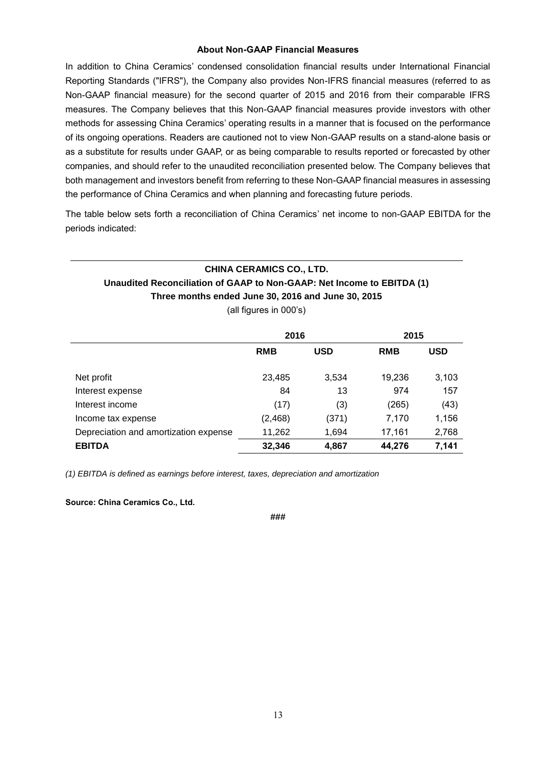### About Non-GAAP Financial Measures

In addition to China Ceramics' condensed consolidation financial results under International Financial Reporting Standards ("IFRS"), the Company also provides Non-IFRS financial measures (referred to as Non-GAAP financial measure) for the second quarter of 2015 and 2016 from their comparable IFRS measures. The Company believes that this Non-GAAP financial measures provide investors with other methods for assessing China Ceramics' operating results in a manner that is focused on the performance of its ongoing operations. Readers are cautioned not to view Non-GAAP results on a stand-alone basis or as a substitute for results under GAAP, or as being comparable to results reported or forecasted by other companies, and should refer to the unaudited reconciliation presented below. The Company believes that both management and investors benefit from referring to these Non-GAAP financial measures in assessing the performance of China Ceramics and when planning and forecasting future periods.

The table below sets forth a reconciliation of China Ceramics' net income to non-GAAP EBITDA for the periods indicated:

**CHINA CERAMICS CO., LTD.**
**Unaudited Reconciliation of GAAP to Non-GAAP: Net Income to EBITDA (1)**
**Three months ended June 30, 2016 and June 30, 2015**
(all figures in 000's)

| | 2016 | | 2015 | |
|---|---|---|---|---|
| | **RMB** | **USD** | **RMB** | **USD** |
| Net profit | 23,485 | 3,534 | 19,236 | 3,103 |
| Interest expense | 84 | 13 | 974 | 157 |
| Interest income | (17) | (3) | (265) | (43) |
| Income tax expense | (2,468) | (371) | 7,170 | 1,156 |
| Depreciation and amortization expense | 11,262 | 1,694 | 17,161 | 2,768 |
| **EBITDA** | **32,346** | **4,867** | **44,276** | **7,141** |

*(1) EBITDA is defined as earnings before interest, taxes, depreciation and amortization*

**Source: China Ceramics Co., Ltd.**

###